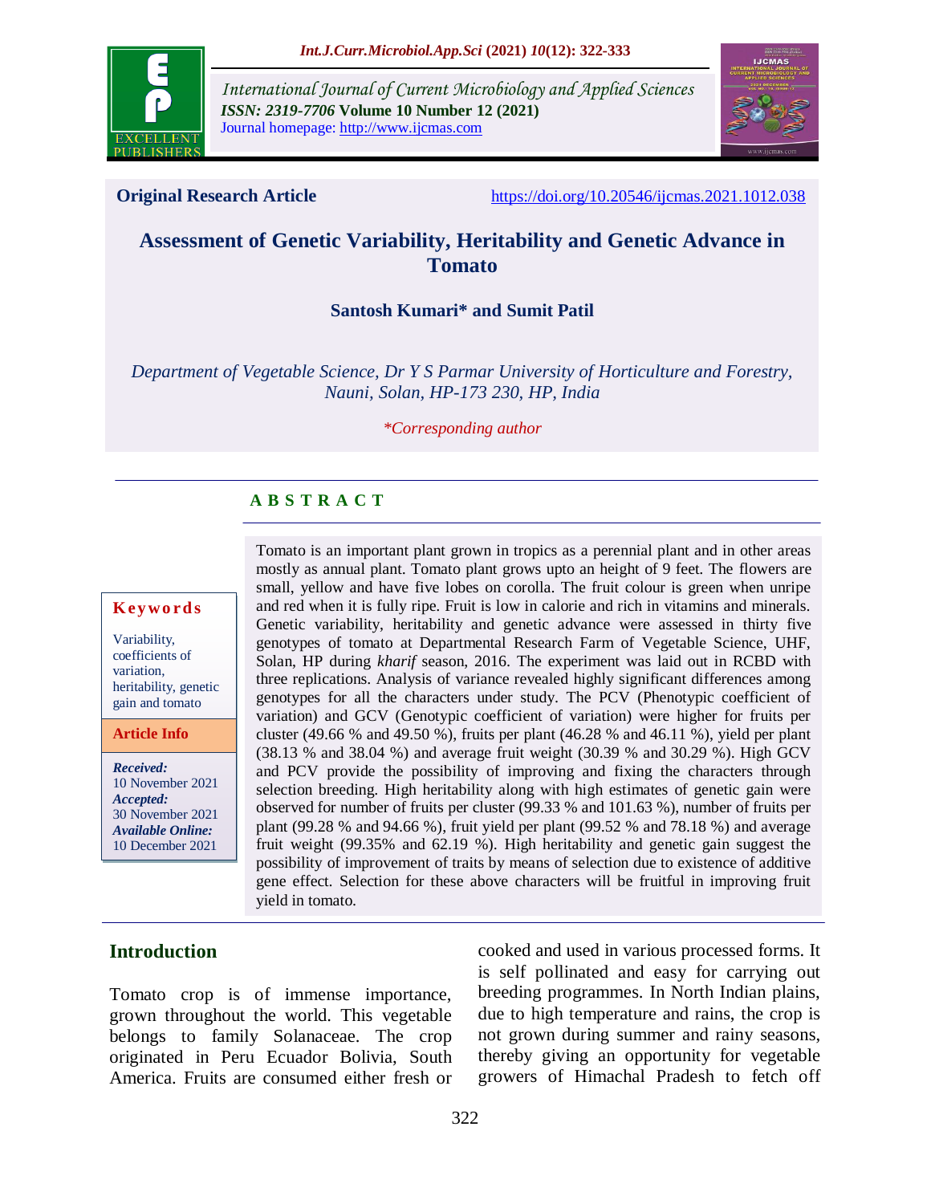*International Journal of Current Microbiology and Applied Sciences*
***ISSN: 2319-7706*** **Volume 10 Number 12 (2021)**
Journal homepage: http://www.ijcmas.com

**Original Research Article** https://doi.org/10.20546/ijcmas.2021.1012.038

# Assessment of Genetic Variability, Heritability and Genetic Advance in Tomato

**Santosh Kumari\* and Sumit Patil**

*Department of Vegetable Science, Dr Y S Parmar University of Horticulture and Forestry, Nauni, Solan, HP-173 230, HP, India*

*\*Corresponding author*

## ABSTRACT

**Keywords**

Variability, coefficients of variation, heritability, genetic gain and tomato

**Article Info**

***Received:*** 10 November 2021
***Accepted:*** 30 November 2021
***Available Online:*** 10 December 2021

Tomato is an important plant grown in tropics as a perennial plant and in other areas mostly as annual plant. Tomato plant grows upto an height of 9 feet. The flowers are small, yellow and have five lobes on corolla. The fruit colour is green when unripe and red when it is fully ripe. Fruit is low in calorie and rich in vitamins and minerals. Genetic variability, heritability and genetic advance were assessed in thirty five genotypes of tomato at Departmental Research Farm of Vegetable Science, UHF, Solan, HP during *kharif* season, 2016. The experiment was laid out in RCBD with three replications. Analysis of variance revealed highly significant differences among genotypes for all the characters under study. The PCV (Phenotypic coefficient of variation) and GCV (Genotypic coefficient of variation) were higher for fruits per cluster (49.66 % and 49.50 %), fruits per plant (46.28 % and 46.11 %), yield per plant (38.13 % and 38.04 %) and average fruit weight (30.39 % and 30.29 %). High GCV and PCV provide the possibility of improving and fixing the characters through selection breeding. High heritability along with high estimates of genetic gain were observed for number of fruits per cluster (99.33 % and 101.63 %), number of fruits per plant (99.28 % and 94.66 %), fruit yield per plant (99.52 % and 78.18 %) and average fruit weight (99.35% and 62.19 %). High heritability and genetic gain suggest the possibility of improvement of traits by means of selection due to existence of additive gene effect. Selection for these above characters will be fruitful in improving fruit yield in tomato.

## Introduction

Tomato crop is of immense importance, grown throughout the world. This vegetable belongs to family Solanaceae. The crop originated in Peru Ecuador Bolivia, South America. Fruits are consumed either fresh or cooked and used in various processed forms. It is self pollinated and easy for carrying out breeding programmes. In North Indian plains, due to high temperature and rains, the crop is not grown during summer and rainy seasons, thereby giving an opportunity for vegetable growers of Himachal Pradesh to fetch off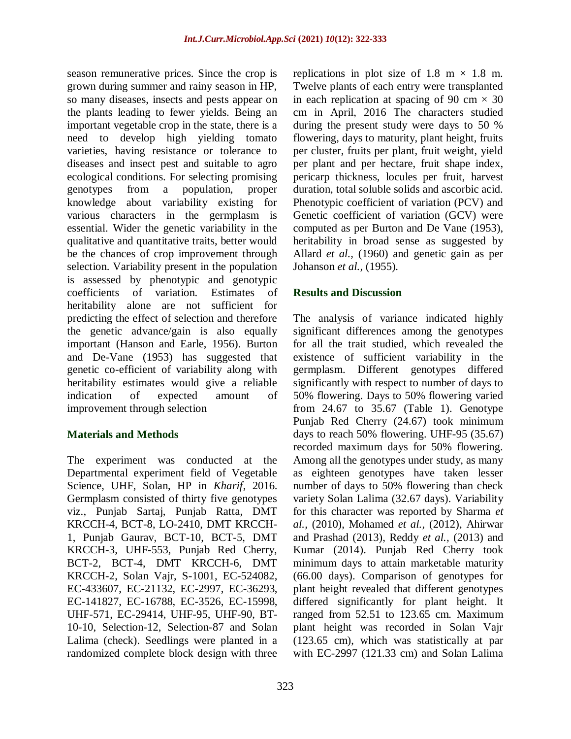season remunerative prices. Since the crop is grown during summer and rainy season in HP, so many diseases, insects and pests appear on the plants leading to fewer yields. Being an important vegetable crop in the state, there is a need to develop high yielding tomato varieties, having resistance or tolerance to diseases and insect pest and suitable to agro ecological conditions. For selecting promising genotypes from a population, proper knowledge about variability existing for various characters in the germplasm is essential. Wider the genetic variability in the qualitative and quantitative traits, better would be the chances of crop improvement through selection. Variability present in the population is assessed by phenotypic and genotypic coefficients of variation. Estimates of heritability alone are not sufficient for predicting the effect of selection and therefore the genetic advance/gain is also equally important (Hanson and Earle, 1956). Burton and De-Vane (1953) has suggested that genetic co-efficient of variability along with heritability estimates would give a reliable indication of expected amount of improvement through selection

## Materials and Methods

The experiment was conducted at the Departmental experiment field of Vegetable Science, UHF, Solan, HP in *Kharif*, 2016. Germplasm consisted of thirty five genotypes viz., Punjab Sartaj, Punjab Ratta, DMT KRCCH-4, BCT-8, LO-2410, DMT KRCCH-1, Punjab Gaurav, BCT-10, BCT-5, DMT KRCCH-3, UHF-553, Punjab Red Cherry, BCT-2, BCT-4, DMT KRCCH-6, DMT KRCCH-2, Solan Vajr, S-1001, EC-524082, EC-433607, EC-21132, EC-2997, EC-36293, EC-141827, EC-16788, EC-3526, EC-15998, UHF-571, EC-29414, UHF-95, UHF-90, BT-10-10, Selection-12, Selection-87 and Solan Lalima (check). Seedlings were planted in a randomized complete block design with three replications in plot size of 1.8 m × 1.8 m. Twelve plants of each entry were transplanted in each replication at spacing of 90 cm × 30 cm in April, 2016 The characters studied during the present study were days to 50 % flowering, days to maturity, plant height, fruits per cluster, fruits per plant, fruit weight, yield per plant and per hectare, fruit shape index, pericarp thickness, locules per fruit, harvest duration, total soluble solids and ascorbic acid. Phenotypic coefficient of variation (PCV) and Genetic coefficient of variation (GCV) were computed as per Burton and De Vane (1953), heritability in broad sense as suggested by Allard *et al.,* (1960) and genetic gain as per Johanson *et al.,* (1955).

## Results and Discussion

The analysis of variance indicated highly significant differences among the genotypes for all the trait studied, which revealed the existence of sufficient variability in the germplasm. Different genotypes differed significantly with respect to number of days to 50% flowering. Days to 50% flowering varied from 24.67 to 35.67 (Table 1). Genotype Punjab Red Cherry (24.67) took minimum days to reach 50% flowering. UHF-95 (35.67) recorded maximum days for 50% flowering. Among all the genotypes under study, as many as eighteen genotypes have taken lesser number of days to 50% flowering than check variety Solan Lalima (32.67 days). Variability for this character was reported by Sharma *et al.,* (2010), Mohamed *et al.,* (2012), Ahirwar and Prashad (2013), Reddy *et al.,* (2013) and Kumar (2014). Punjab Red Cherry took minimum days to attain marketable maturity (66.00 days). Comparison of genotypes for plant height revealed that different genotypes differed significantly for plant height. It ranged from 52.51 to 123.65 cm. Maximum plant height was recorded in Solan Vajr (123.65 cm), which was statistically at par with EC-2997 (121.33 cm) and Solan Lalima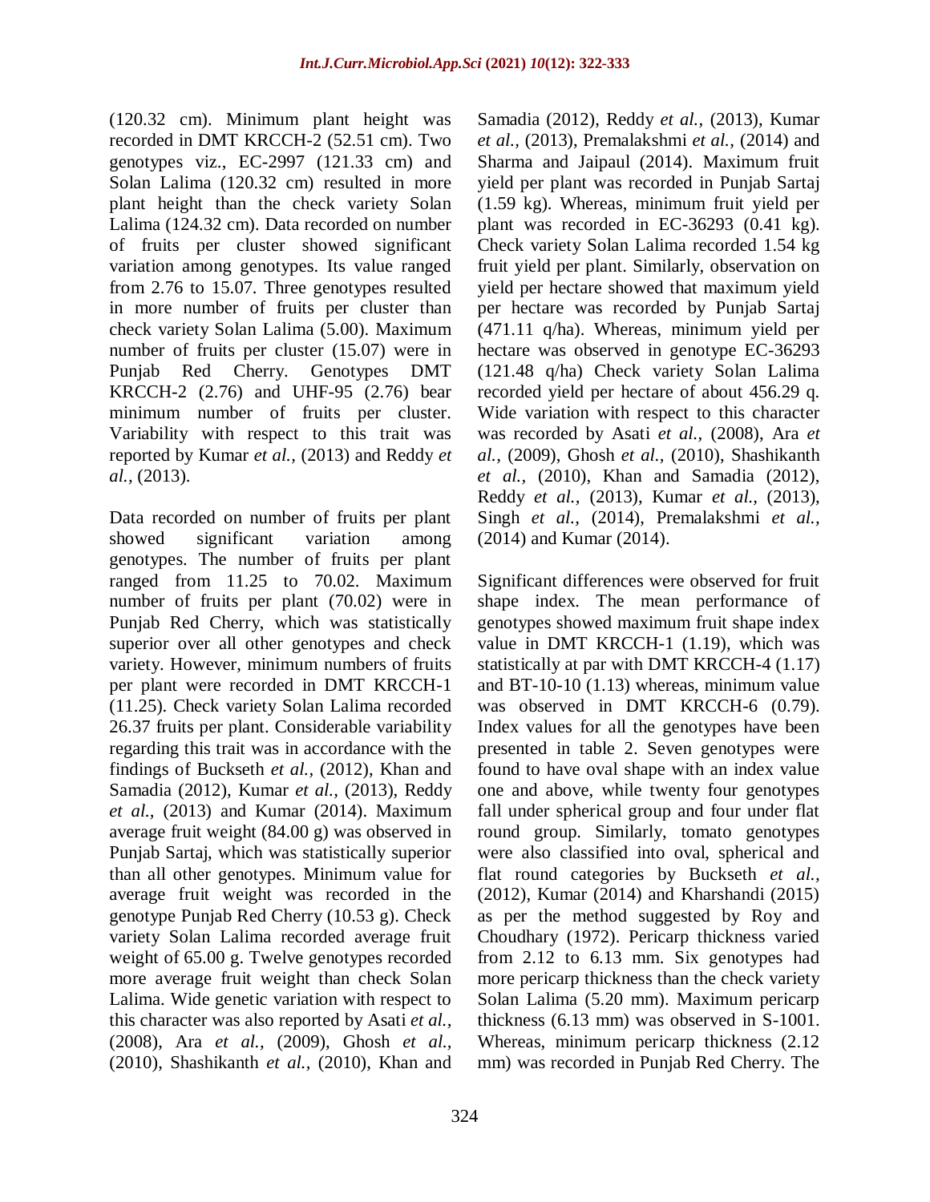(120.32 cm). Minimum plant height was recorded in DMT KRCCH-2 (52.51 cm). Two genotypes viz., EC-2997 (121.33 cm) and Solan Lalima (120.32 cm) resulted in more plant height than the check variety Solan Lalima (124.32 cm). Data recorded on number of fruits per cluster showed significant variation among genotypes. Its value ranged from 2.76 to 15.07. Three genotypes resulted in more number of fruits per cluster than check variety Solan Lalima (5.00). Maximum number of fruits per cluster (15.07) were in Punjab Red Cherry. Genotypes DMT KRCCH-2 (2.76) and UHF-95 (2.76) bear minimum number of fruits per cluster. Variability with respect to this trait was reported by Kumar *et al.,* (2013) and Reddy *et al.,* (2013).

Data recorded on number of fruits per plant showed significant variation among genotypes. The number of fruits per plant ranged from 11.25 to 70.02. Maximum number of fruits per plant (70.02) were in Punjab Red Cherry, which was statistically superior over all other genotypes and check variety. However, minimum numbers of fruits per plant were recorded in DMT KRCCH-1 (11.25). Check variety Solan Lalima recorded 26.37 fruits per plant. Considerable variability regarding this trait was in accordance with the findings of Buckseth *et al.,* (2012), Khan and Samadia (2012), Kumar *et al.,* (2013), Reddy *et al.,* (2013) and Kumar (2014). Maximum average fruit weight (84.00 g) was observed in Punjab Sartaj, which was statistically superior than all other genotypes. Minimum value for average fruit weight was recorded in the genotype Punjab Red Cherry (10.53 g). Check variety Solan Lalima recorded average fruit weight of 65.00 g. Twelve genotypes recorded more average fruit weight than check Solan Lalima. Wide genetic variation with respect to this character was also reported by Asati *et al.,* (2008), Ara *et al.,* (2009), Ghosh *et al.,* (2010), Shashikanth *et al.,* (2010), Khan and Samadia (2012), Reddy *et al.,* (2013), Kumar *et al.,* (2013), Premalakshmi *et al.,* (2014) and Sharma and Jaipaul (2014). Maximum fruit yield per plant was recorded in Punjab Sartaj (1.59 kg). Whereas, minimum fruit yield per plant was recorded in EC-36293 (0.41 kg). Check variety Solan Lalima recorded 1.54 kg fruit yield per plant. Similarly, observation on yield per hectare showed that maximum yield per hectare was recorded by Punjab Sartaj (471.11 q/ha). Whereas, minimum yield per hectare was observed in genotype EC-36293 (121.48 q/ha) Check variety Solan Lalima recorded yield per hectare of about 456.29 q. Wide variation with respect to this character was recorded by Asati *et al.,* (2008), Ara *et al.,* (2009), Ghosh *et al.,* (2010), Shashikanth *et al.,* (2010), Khan and Samadia (2012), Reddy *et al.,* (2013), Kumar *et al.,* (2013), Singh *et al.,* (2014), Premalakshmi *et al.,* (2014) and Kumar (2014).

Significant differences were observed for fruit shape index. The mean performance of genotypes showed maximum fruit shape index value in DMT KRCCH-1 (1.19), which was statistically at par with DMT KRCCH-4 (1.17) and BT-10-10 (1.13) whereas, minimum value was observed in DMT KRCCH-6 (0.79). Index values for all the genotypes have been presented in table 2. Seven genotypes were found to have oval shape with an index value one and above, while twenty four genotypes fall under spherical group and four under flat round group. Similarly, tomato genotypes were also classified into oval, spherical and flat round categories by Buckseth *et al.,* (2012), Kumar (2014) and Kharshandi (2015) as per the method suggested by Roy and Choudhary (1972). Pericarp thickness varied from 2.12 to 6.13 mm. Six genotypes had more pericarp thickness than the check variety Solan Lalima (5.20 mm). Maximum pericarp thickness (6.13 mm) was observed in S-1001. Whereas, minimum pericarp thickness (2.12 mm) was recorded in Punjab Red Cherry. The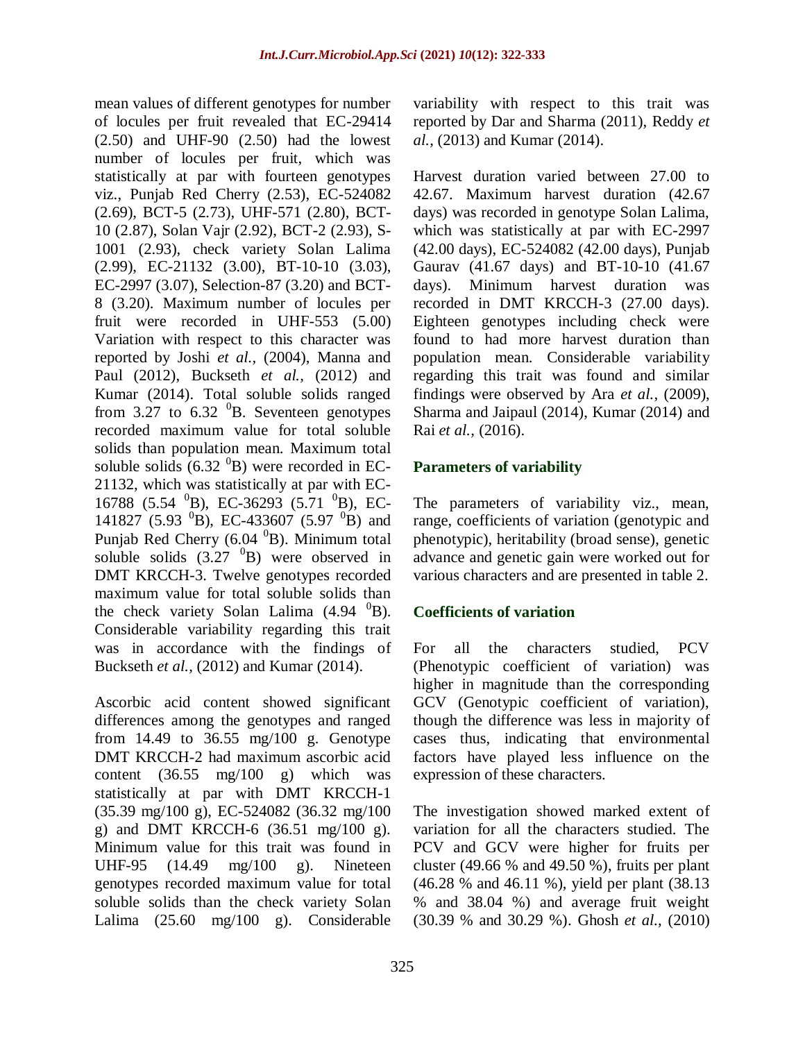mean values of different genotypes for number of locules per fruit revealed that EC-29414 (2.50) and UHF-90 (2.50) had the lowest number of locules per fruit, which was statistically at par with fourteen genotypes viz., Punjab Red Cherry (2.53), EC-524082 (2.69), BCT-5 (2.73), UHF-571 (2.80), BCT-10 (2.87), Solan Vajr (2.92), BCT-2 (2.93), S-1001 (2.93), check variety Solan Lalima (2.99), EC-21132 (3.00), BT-10-10 (3.03), EC-2997 (3.07), Selection-87 (3.20) and BCT-8 (3.20). Maximum number of locules per fruit were recorded in UHF-553 (5.00) Variation with respect to this character was reported by Joshi *et al.,* (2004), Manna and Paul (2012), Buckseth *et al.,* (2012) and Kumar (2014). Total soluble solids ranged from 3.27 to 6.32 $^0$B. Seventeen genotypes recorded maximum value for total soluble solids than population mean. Maximum total soluble solids (6.32 $^0$B) were recorded in EC-21132, which was statistically at par with EC-16788 (5.54 $^0$B), EC-36293 (5.71 $^0$B), EC-141827 (5.93 $^0$B), EC-433607 (5.97 $^0$B) and Punjab Red Cherry (6.04 $^0$B). Minimum total soluble solids (3.27 $^0$B) were observed in DMT KRCCH-3. Twelve genotypes recorded maximum value for total soluble solids than the check variety Solan Lalima (4.94 $^0$B). Considerable variability regarding this trait was in accordance with the findings of Buckseth *et al.,* (2012) and Kumar (2014).

Ascorbic acid content showed significant differences among the genotypes and ranged from 14.49 to 36.55 mg/100 g. Genotype DMT KRCCH-2 had maximum ascorbic acid content (36.55 mg/100 g) which was statistically at par with DMT KRCCH-1 (35.39 mg/100 g), EC-524082 (36.32 mg/100 g) and DMT KRCCH-6 (36.51 mg/100 g). Minimum value for this trait was found in UHF-95 (14.49 mg/100 g). Nineteen genotypes recorded maximum value for total soluble solids than the check variety Solan Lalima (25.60 mg/100 g). Considerable variability with respect to this trait was reported by Dar and Sharma (2011), Reddy *et al.,* (2013) and Kumar (2014).

Harvest duration varied between 27.00 to 42.67. Maximum harvest duration (42.67 days) was recorded in genotype Solan Lalima, which was statistically at par with EC-2997 (42.00 days), EC-524082 (42.00 days), Punjab Gaurav (41.67 days) and BT-10-10 (41.67 days). Minimum harvest duration was recorded in DMT KRCCH-3 (27.00 days). Eighteen genotypes including check were found to had more harvest duration than population mean. Considerable variability regarding this trait was found and similar findings were observed by Ara *et al.,* (2009), Sharma and Jaipaul (2014), Kumar (2014) and Rai *et al.,* (2016).

## Parameters of variability

The parameters of variability viz., mean, range, coefficients of variation (genotypic and phenotypic), heritability (broad sense), genetic advance and genetic gain were worked out for various characters and are presented in table 2.

## Coefficients of variation

For all the characters studied, PCV (Phenotypic coefficient of variation) was higher in magnitude than the corresponding GCV (Genotypic coefficient of variation), though the difference was less in majority of cases thus, indicating that environmental factors have played less influence on the expression of these characters.

The investigation showed marked extent of variation for all the characters studied. The PCV and GCV were higher for fruits per cluster (49.66 % and 49.50 %), fruits per plant (46.28 % and 46.11 %), yield per plant (38.13 % and 38.04 %) and average fruit weight (30.39 % and 30.29 %). Ghosh *et al.,* (2010)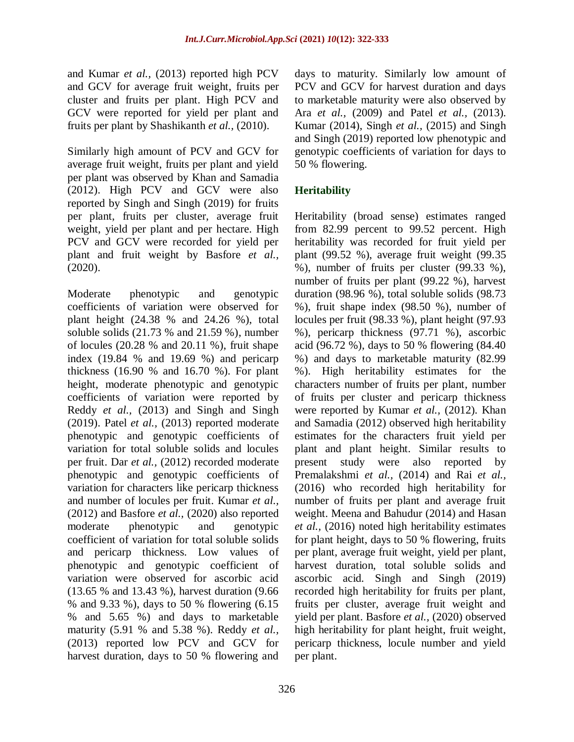and Kumar *et al.,* (2013) reported high PCV and GCV for average fruit weight, fruits per cluster and fruits per plant. High PCV and GCV were reported for yield per plant and fruits per plant by Shashikanth *et al.,* (2010).

Similarly high amount of PCV and GCV for average fruit weight, fruits per plant and yield per plant was observed by Khan and Samadia (2012). High PCV and GCV were also reported by Singh and Singh (2019) for fruits per plant, fruits per cluster, average fruit weight, yield per plant and per hectare. High PCV and GCV were recorded for yield per plant and fruit weight by Basfore *et al.,* (2020).

Moderate phenotypic and genotypic coefficients of variation were observed for plant height (24.38 % and 24.26 %), total soluble solids (21.73 % and 21.59 %), number of locules (20.28 % and 20.11 %), fruit shape index (19.84 % and 19.69 %) and pericarp thickness (16.90 % and 16.70 %). For plant height, moderate phenotypic and genotypic coefficients of variation were reported by Reddy *et al.,* (2013) and Singh and Singh (2019). Patel *et al.,* (2013) reported moderate phenotypic and genotypic coefficients of variation for total soluble solids and locules per fruit. Dar *et al.,* (2012) recorded moderate phenotypic and genotypic coefficients of variation for characters like pericarp thickness and number of locules per fruit. Kumar *et al.,* (2012) and Basfore *et al.,* (2020) also reported moderate phenotypic and genotypic coefficient of variation for total soluble solids and pericarp thickness. Low values of phenotypic and genotypic coefficient of variation were observed for ascorbic acid (13.65 % and 13.43 %), harvest duration (9.66 % and 9.33 %), days to 50 % flowering (6.15 % and 5.65 %) and days to marketable maturity (5.91 % and 5.38 %). Reddy *et al.,* (2013) reported low PCV and GCV for harvest duration, days to 50 % flowering and days to maturity. Similarly low amount of PCV and GCV for harvest duration and days to marketable maturity were also observed by Ara *et al.,* (2009) and Patel *et al.,* (2013). Kumar (2014), Singh *et al.,* (2015) and Singh and Singh (2019) reported low phenotypic and genotypic coefficients of variation for days to 50 % flowering.

## Heritability

Heritability (broad sense) estimates ranged from 82.99 percent to 99.52 percent. High heritability was recorded for fruit yield per plant (99.52 %), average fruit weight (99.35 %), number of fruits per cluster (99.33 %), number of fruits per plant (99.22 %), harvest duration (98.96 %), total soluble solids (98.73 %), fruit shape index (98.50 %), number of locules per fruit (98.33 %), plant height (97.93 %), pericarp thickness (97.71 %), ascorbic acid (96.72 %), days to 50 % flowering (84.40 %) and days to marketable maturity (82.99 %). High heritability estimates for the characters number of fruits per plant, number of fruits per cluster and pericarp thickness were reported by Kumar *et al.,* (2012). Khan and Samadia (2012) observed high heritability estimates for the characters fruit yield per plant and plant height. Similar results to present study were also reported by Premalakshmi *et al.,* (2014) and Rai *et al.,* (2016) who recorded high heritability for number of fruits per plant and average fruit weight. Meena and Bahudur (2014) and Hasan *et al.,* (2016) noted high heritability estimates for plant height, days to 50 % flowering, fruits per plant, average fruit weight, yield per plant, harvest duration, total soluble solids and ascorbic acid. Singh and Singh (2019) recorded high heritability for fruits per plant, fruits per cluster, average fruit weight and yield per plant. Basfore *et al.,* (2020) observed high heritability for plant height, fruit weight, pericarp thickness, locule number and yield per plant.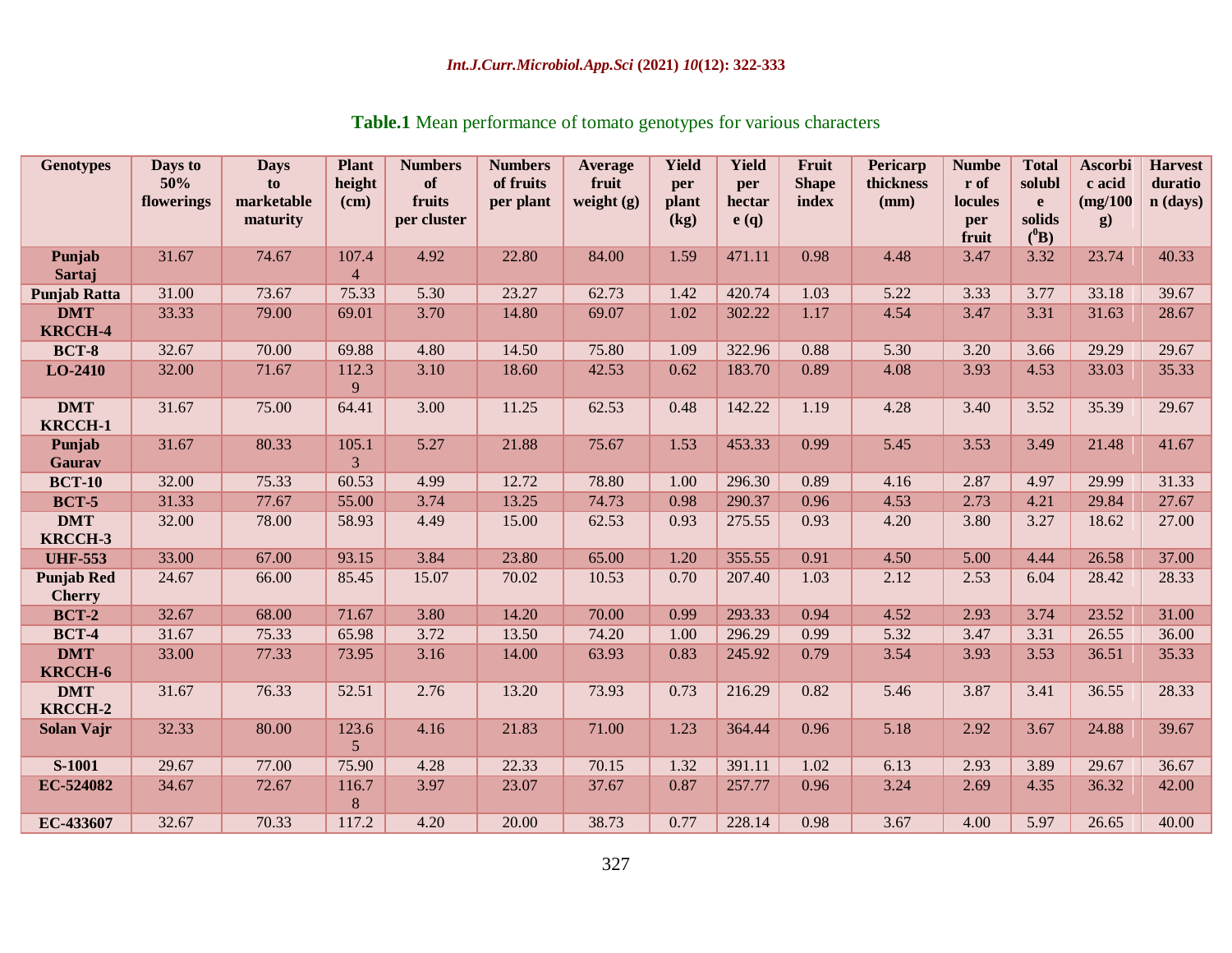**Table.1** Mean performance of tomato genotypes for various characters

| Genotypes | Days to 50% flowerings | Days to marketable maturity | Plant height (cm) | Numbers of fruits per cluster | Numbers of fruits per plant | Average fruit weight (g) | Yield per plant (kg) | Yield per hectare (q) | Fruit Shape index | Pericarp thickness (mm) | Number of locules per fruit | Total soluble solids ($^0$B) | Ascorbic acid (mg/100 g) | Harvest duration (days) |
|---|---|---|---|---|---|---|---|---|---|---|---|---|---|---|
| Punjab Sartaj | 31.67 | 74.67 | 107.44 | 4.92 | 22.80 | 84.00 | 1.59 | 471.11 | 0.98 | 4.48 | 3.47 | 3.32 | 23.74 | 40.33 |
| Punjab Ratta | 31.00 | 73.67 | 75.33 | 5.30 | 23.27 | 62.73 | 1.42 | 420.74 | 1.03 | 5.22 | 3.33 | 3.77 | 33.18 | 39.67 |
| DMT KRCCH-4 | 33.33 | 79.00 | 69.01 | 3.70 | 14.80 | 69.07 | 1.02 | 302.22 | 1.17 | 4.54 | 3.47 | 3.31 | 31.63 | 28.67 |
| BCT-8 | 32.67 | 70.00 | 69.88 | 4.80 | 14.50 | 75.80 | 1.09 | 322.96 | 0.88 | 5.30 | 3.20 | 3.66 | 29.29 | 29.67 |
| LO-2410 | 32.00 | 71.67 | 112.39 | 3.10 | 18.60 | 42.53 | 0.62 | 183.70 | 0.89 | 4.08 | 3.93 | 4.53 | 33.03 | 35.33 |
| DMT KRCCH-1 | 31.67 | 75.00 | 64.41 | 3.00 | 11.25 | 62.53 | 0.48 | 142.22 | 1.19 | 4.28 | 3.40 | 3.52 | 35.39 | 29.67 |
| Punjab Gaurav | 31.67 | 80.33 | 105.13 | 5.27 | 21.88 | 75.67 | 1.53 | 453.33 | 0.99 | 5.45 | 3.53 | 3.49 | 21.48 | 41.67 |
| BCT-10 | 32.00 | 75.33 | 60.53 | 4.99 | 12.72 | 78.80 | 1.00 | 296.30 | 0.89 | 4.16 | 2.87 | 4.97 | 29.99 | 31.33 |
| BCT-5 | 31.33 | 77.67 | 55.00 | 3.74 | 13.25 | 74.73 | 0.98 | 290.37 | 0.96 | 4.53 | 2.73 | 4.21 | 29.84 | 27.67 |
| DMT KRCCH-3 | 32.00 | 78.00 | 58.93 | 4.49 | 15.00 | 62.53 | 0.93 | 275.55 | 0.93 | 4.20 | 3.80 | 3.27 | 18.62 | 27.00 |
| UHF-553 | 33.00 | 67.00 | 93.15 | 3.84 | 23.80 | 65.00 | 1.20 | 355.55 | 0.91 | 4.50 | 5.00 | 4.44 | 26.58 | 37.00 |
| Punjab Red Cherry | 24.67 | 66.00 | 85.45 | 15.07 | 70.02 | 10.53 | 0.70 | 207.40 | 1.03 | 2.12 | 2.53 | 6.04 | 28.42 | 28.33 |
| BCT-2 | 32.67 | 68.00 | 71.67 | 3.80 | 14.20 | 70.00 | 0.99 | 293.33 | 0.94 | 4.52 | 2.93 | 3.74 | 23.52 | 31.00 |
| BCT-4 | 31.67 | 75.33 | 65.98 | 3.72 | 13.50 | 74.20 | 1.00 | 296.29 | 0.99 | 5.32 | 3.47 | 3.31 | 26.55 | 36.00 |
| DMT KRCCH-6 | 33.00 | 77.33 | 73.95 | 3.16 | 14.00 | 63.93 | 0.83 | 245.92 | 0.79 | 3.54 | 3.93 | 3.53 | 36.51 | 35.33 |
| DMT KRCCH-2 | 31.67 | 76.33 | 52.51 | 2.76 | 13.20 | 73.93 | 0.73 | 216.29 | 0.82 | 5.46 | 3.87 | 3.41 | 36.55 | 28.33 |
| Solan Vajr | 32.33 | 80.00 | 123.65 | 4.16 | 21.83 | 71.00 | 1.23 | 364.44 | 0.96 | 5.18 | 2.92 | 3.67 | 24.88 | 39.67 |
| S-1001 | 29.67 | 77.00 | 75.90 | 4.28 | 22.33 | 70.15 | 1.32 | 391.11 | 1.02 | 6.13 | 2.93 | 3.89 | 29.67 | 36.67 |
| EC-524082 | 34.67 | 72.67 | 116.78 | 3.97 | 23.07 | 37.67 | 0.87 | 257.77 | 0.96 | 3.24 | 2.69 | 4.35 | 36.32 | 42.00 |
| EC-433607 | 32.67 | 70.33 | 117.2 | 4.20 | 20.00 | 38.73 | 0.77 | 228.14 | 0.98 | 3.67 | 4.00 | 5.97 | 26.65 | 40.00 |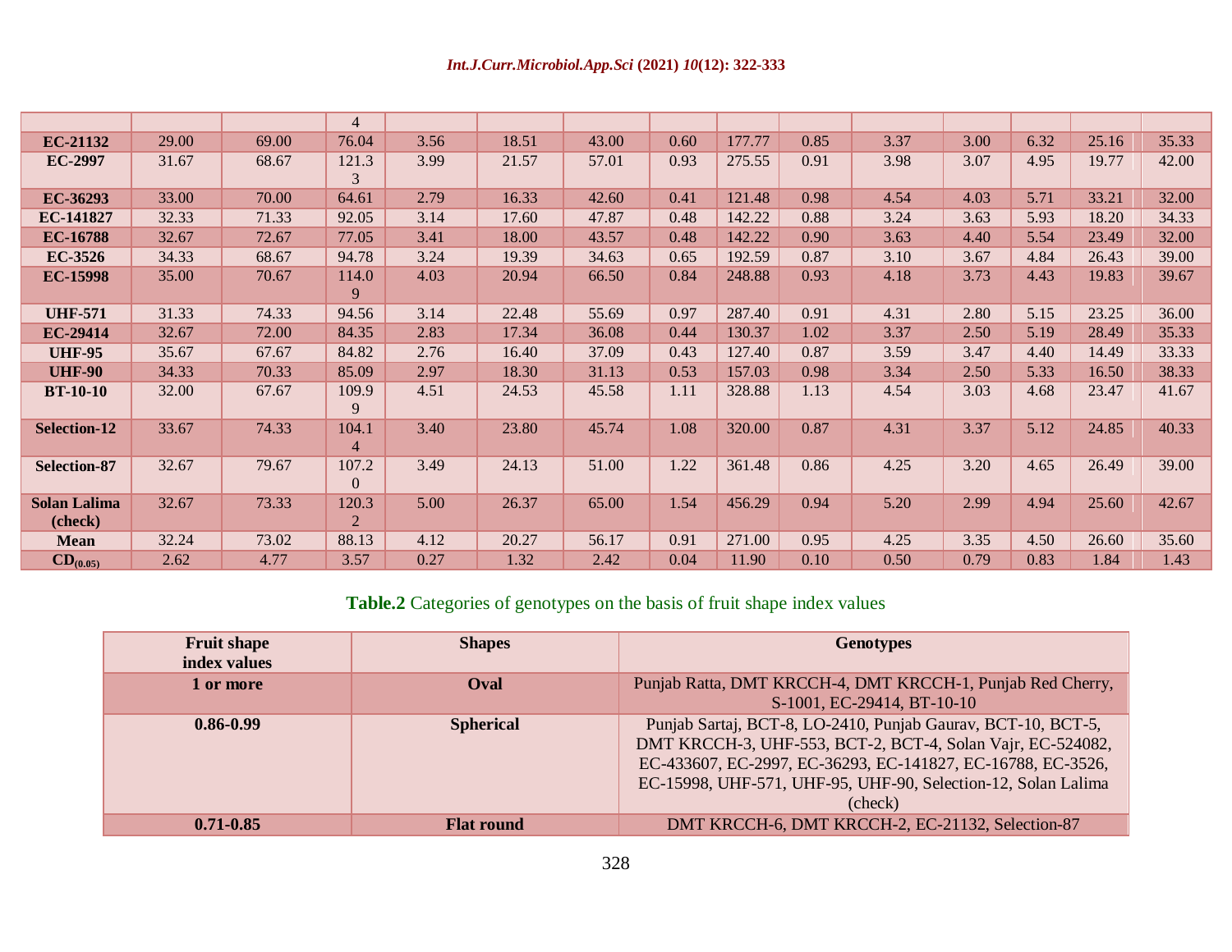| | | | | | | | | | | | | | | |
|---|---|---|---|---|---|---|---|---|---|---|---|---|---|---|
| | | | 4 | | | | | | | | | | | |
| **EC-21132** | 29.00 | 69.00 | 76.04 | 3.56 | 18.51 | 43.00 | 0.60 | 177.77 | 0.85 | 3.37 | 3.00 | 6.32 | 25.16 | 35.33 |
| **EC-2997** | 31.67 | 68.67 | 121.33 | 3.99 | 21.57 | 57.01 | 0.93 | 275.55 | 0.91 | 3.98 | 3.07 | 4.95 | 19.77 | 42.00 |
| **EC-36293** | 33.00 | 70.00 | 64.61 | 2.79 | 16.33 | 42.60 | 0.41 | 121.48 | 0.98 | 4.54 | 4.03 | 5.71 | 33.21 | 32.00 |
| **EC-141827** | 32.33 | 71.33 | 92.05 | 3.14 | 17.60 | 47.87 | 0.48 | 142.22 | 0.88 | 3.24 | 3.63 | 5.93 | 18.20 | 34.33 |
| **EC-16788** | 32.67 | 72.67 | 77.05 | 3.41 | 18.00 | 43.57 | 0.48 | 142.22 | 0.90 | 3.63 | 4.40 | 5.54 | 23.49 | 32.00 |
| **EC-3526** | 34.33 | 68.67 | 94.78 | 3.24 | 19.39 | 34.63 | 0.65 | 192.59 | 0.87 | 3.10 | 3.67 | 4.84 | 26.43 | 39.00 |
| **EC-15998** | 35.00 | 70.67 | 114.09 | 4.03 | 20.94 | 66.50 | 0.84 | 248.88 | 0.93 | 4.18 | 3.73 | 4.43 | 19.83 | 39.67 |
| **UHF-571** | 31.33 | 74.33 | 94.56 | 3.14 | 22.48 | 55.69 | 0.97 | 287.40 | 0.91 | 4.31 | 2.80 | 5.15 | 23.25 | 36.00 |
| **EC-29414** | 32.67 | 72.00 | 84.35 | 2.83 | 17.34 | 36.08 | 0.44 | 130.37 | 1.02 | 3.37 | 2.50 | 5.19 | 28.49 | 35.33 |
| **UHF-95** | 35.67 | 67.67 | 84.82 | 2.76 | 16.40 | 37.09 | 0.43 | 127.40 | 0.87 | 3.59 | 3.47 | 4.40 | 14.49 | 33.33 |
| **UHF-90** | 34.33 | 70.33 | 85.09 | 2.97 | 18.30 | 31.13 | 0.53 | 157.03 | 0.98 | 3.34 | 2.50 | 5.33 | 16.50 | 38.33 |
| **BT-10-10** | 32.00 | 67.67 | 109.99 | 4.51 | 24.53 | 45.58 | 1.11 | 328.88 | 1.13 | 4.54 | 3.03 | 4.68 | 23.47 | 41.67 |
| **Selection-12** | 33.67 | 74.33 | 104.14 | 3.40 | 23.80 | 45.74 | 1.08 | 320.00 | 0.87 | 4.31 | 3.37 | 5.12 | 24.85 | 40.33 |
| **Selection-87** | 32.67 | 79.67 | 107.20 | 3.49 | 24.13 | 51.00 | 1.22 | 361.48 | 0.86 | 4.25 | 3.20 | 4.65 | 26.49 | 39.00 |
| **Solan Lalima (check)** | 32.67 | 73.33 | 120.32 | 5.00 | 26.37 | 65.00 | 1.54 | 456.29 | 0.94 | 5.20 | 2.99 | 4.94 | 25.60 | 42.67 |
| **Mean** | 32.24 | 73.02 | 88.13 | 4.12 | 20.27 | 56.17 | 0.91 | 271.00 | 0.95 | 4.25 | 3.35 | 4.50 | 26.60 | 35.60 |
| **$CD_{(0.05)}$** | 2.62 | 4.77 | 3.57 | 0.27 | 1.32 | 2.42 | 0.04 | 11.90 | 0.10 | 0.50 | 0.79 | 0.83 | 1.84 | 1.43 |

**Table.2** Categories of genotypes on the basis of fruit shape index values

| Fruit shape index values | Shapes | Genotypes |
|---|---|---|
| **1 or more** | **Oval** | Punjab Ratta, DMT KRCCH-4, DMT KRCCH-1, Punjab Red Cherry, S-1001, EC-29414, BT-10-10 |
| **0.86-0.99** | **Spherical** | Punjab Sartaj, BCT-8, LO-2410, Punjab Gaurav, BCT-10, BCT-5, DMT KRCCH-3, UHF-553, BCT-2, BCT-4, Solan Vajr, EC-524082, EC-433607, EC-2997, EC-36293, EC-141827, EC-16788, EC-3526, EC-15998, UHF-571, UHF-95, UHF-90, Selection-12, Solan Lalima (check) |
| **0.71-0.85** | **Flat round** | DMT KRCCH-6, DMT KRCCH-2, EC-21132, Selection-87 |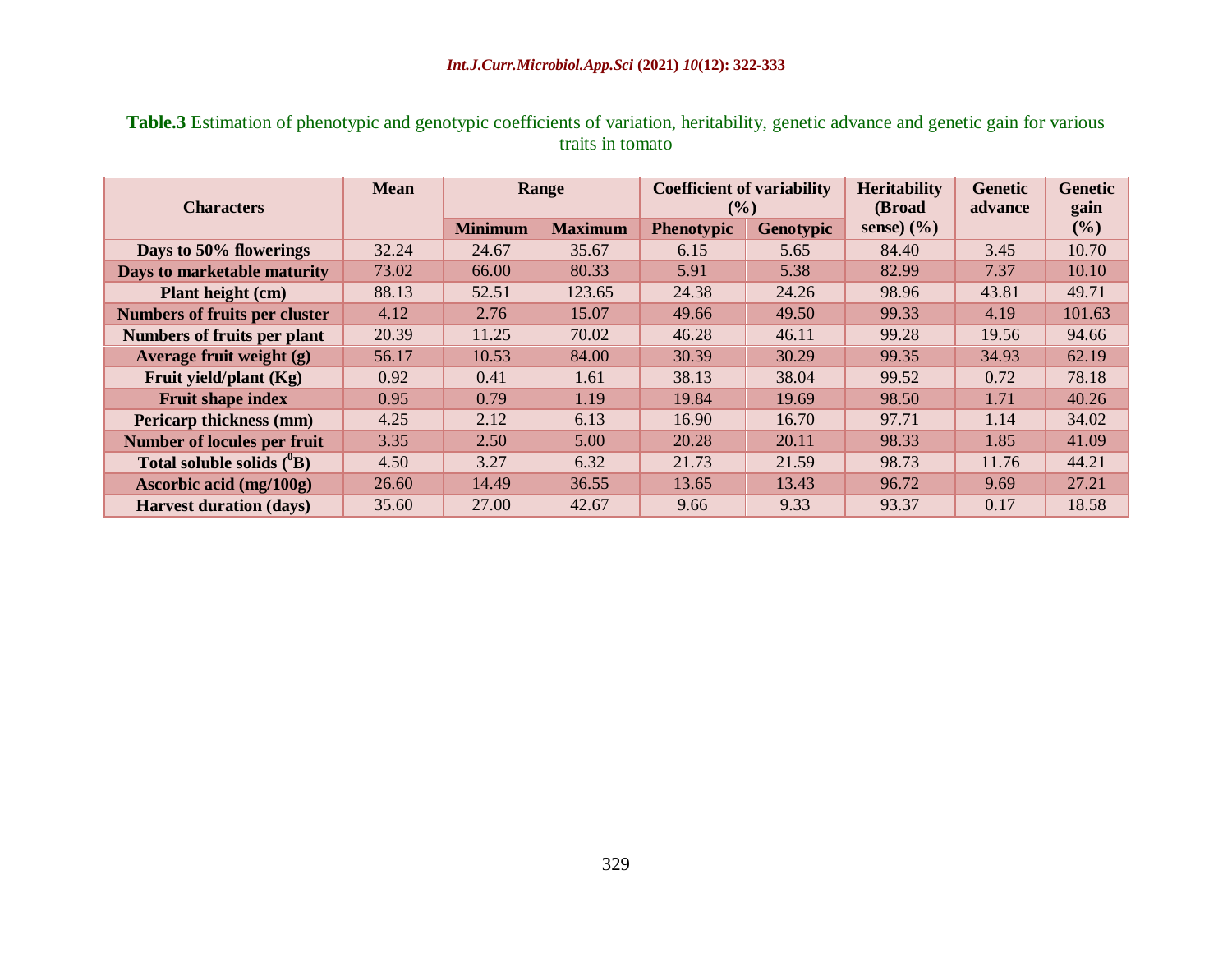**Table.3** Estimation of phenotypic and genotypic coefficients of variation, heritability, genetic advance and genetic gain for various traits in tomato

| Characters | Mean | Range | | Coefficient of variability (%) | | Heritability (Broad sense) (%) | Genetic advance | Genetic gain (%) |
|---|---|---|---|---|---|---|---|---|
| | | Minimum | Maximum | Phenotypic | Genotypic | | | |
| Days to 50% flowerings | 32.24 | 24.67 | 35.67 | 6.15 | 5.65 | 84.40 | 3.45 | 10.70 |
| Days to marketable maturity | 73.02 | 66.00 | 80.33 | 5.91 | 5.38 | 82.99 | 7.37 | 10.10 |
| Plant height (cm) | 88.13 | 52.51 | 123.65 | 24.38 | 24.26 | 98.96 | 43.81 | 49.71 |
| Numbers of fruits per cluster | 4.12 | 2.76 | 15.07 | 49.66 | 49.50 | 99.33 | 4.19 | 101.63 |
| Numbers of fruits per plant | 20.39 | 11.25 | 70.02 | 46.28 | 46.11 | 99.28 | 19.56 | 94.66 |
| Average fruit weight (g) | 56.17 | 10.53 | 84.00 | 30.39 | 30.29 | 99.35 | 34.93 | 62.19 |
| Fruit yield/plant (Kg) | 0.92 | 0.41 | 1.61 | 38.13 | 38.04 | 99.52 | 0.72 | 78.18 |
| Fruit shape index | 0.95 | 0.79 | 1.19 | 19.84 | 19.69 | 98.50 | 1.71 | 40.26 |
| Pericarp thickness (mm) | 4.25 | 2.12 | 6.13 | 16.90 | 16.70 | 97.71 | 1.14 | 34.02 |
| Number of locules per fruit | 3.35 | 2.50 | 5.00 | 20.28 | 20.11 | 98.33 | 1.85 | 41.09 |
| Total soluble solids ($^{0}$B) | 4.50 | 3.27 | 6.32 | 21.73 | 21.59 | 98.73 | 11.76 | 44.21 |
| Ascorbic acid (mg/100g) | 26.60 | 14.49 | 36.55 | 13.65 | 13.43 | 96.72 | 9.69 | 27.21 |
| Harvest duration (days) | 35.60 | 27.00 | 42.67 | 9.66 | 9.33 | 93.37 | 0.17 | 18.58 |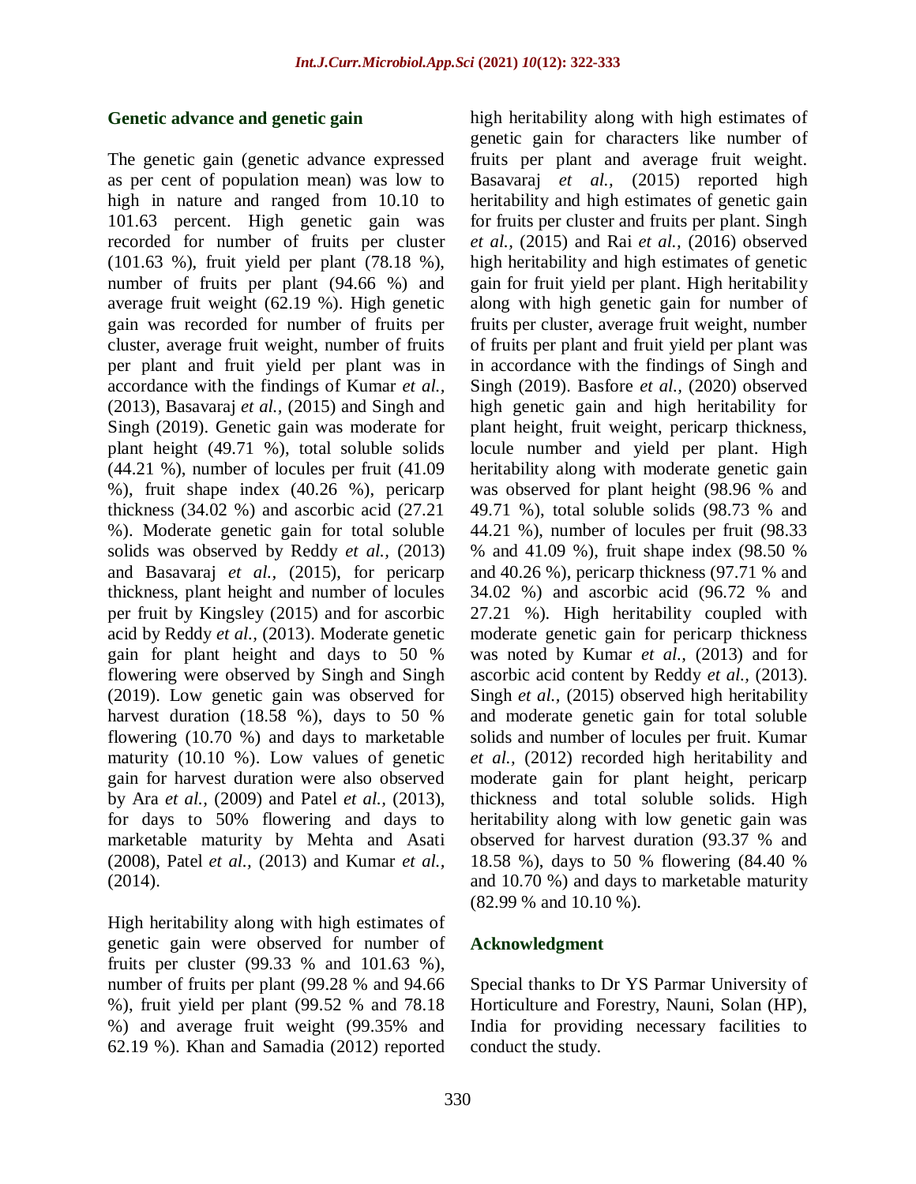### Genetic advance and genetic gain

The genetic gain (genetic advance expressed as per cent of population mean) was low to high in nature and ranged from 10.10 to 101.63 percent. High genetic gain was recorded for number of fruits per cluster (101.63 %), fruit yield per plant (78.18 %), number of fruits per plant (94.66 %) and average fruit weight (62.19 %). High genetic gain was recorded for number of fruits per cluster, average fruit weight, number of fruits per plant and fruit yield per plant was in accordance with the findings of Kumar *et al.,* (2013), Basavaraj *et al.,* (2015) and Singh and Singh (2019). Genetic gain was moderate for plant height (49.71 %), total soluble solids (44.21 %), number of locules per fruit (41.09 %), fruit shape index (40.26 %), pericarp thickness (34.02 %) and ascorbic acid (27.21 %). Moderate genetic gain for total soluble solids was observed by Reddy *et al.,* (2013) and Basavaraj *et al.,* (2015), for pericarp thickness, plant height and number of locules per fruit by Kingsley (2015) and for ascorbic acid by Reddy *et al.,* (2013). Moderate genetic gain for plant height and days to 50 % flowering were observed by Singh and Singh (2019). Low genetic gain was observed for harvest duration (18.58 %), days to 50 % flowering (10.70 %) and days to marketable maturity (10.10 %). Low values of genetic gain for harvest duration were also observed by Ara *et al.,* (2009) and Patel *et al.,* (2013), for days to 50% flowering and days to marketable maturity by Mehta and Asati (2008), Patel *et al.,* (2013) and Kumar *et al.,* (2014).

High heritability along with high estimates of genetic gain were observed for number of fruits per cluster (99.33 % and 101.63 %), number of fruits per plant (99.28 % and 94.66 %), fruit yield per plant (99.52 % and 78.18 %) and average fruit weight (99.35% and 62.19 %). Khan and Samadia (2012) reported high heritability along with high estimates of genetic gain for characters like number of fruits per plant and average fruit weight. Basavaraj *et al.,* (2015) reported high heritability and high estimates of genetic gain for fruits per cluster and fruits per plant. Singh *et al.,* (2015) and Rai *et al.,* (2016) observed high heritability and high estimates of genetic gain for fruit yield per plant. High heritability along with high genetic gain for number of fruits per cluster, average fruit weight, number of fruits per plant and fruit yield per plant was in accordance with the findings of Singh and Singh (2019). Basfore *et al.,* (2020) observed high genetic gain and high heritability for plant height, fruit weight, pericarp thickness, locule number and yield per plant. High heritability along with moderate genetic gain was observed for plant height (98.96 % and 49.71 %), total soluble solids (98.73 % and 44.21 %), number of locules per fruit (98.33 % and 41.09 %), fruit shape index (98.50 % and 40.26 %), pericarp thickness (97.71 % and 34.02 %) and ascorbic acid (96.72 % and 27.21 %). High heritability coupled with moderate genetic gain for pericarp thickness was noted by Kumar *et al.,* (2013) and for ascorbic acid content by Reddy *et al.,* (2013). Singh *et al.,* (2015) observed high heritability and moderate genetic gain for total soluble solids and number of locules per fruit. Kumar *et al.,* (2012) recorded high heritability and moderate gain for plant height, pericarp thickness and total soluble solids. High heritability along with low genetic gain was observed for harvest duration (93.37 % and 18.58 %), days to 50 % flowering (84.40 % and 10.70 %) and days to marketable maturity (82.99 % and 10.10 %).

### Acknowledgment

Special thanks to Dr YS Parmar University of Horticulture and Forestry, Nauni, Solan (HP), India for providing necessary facilities to conduct the study.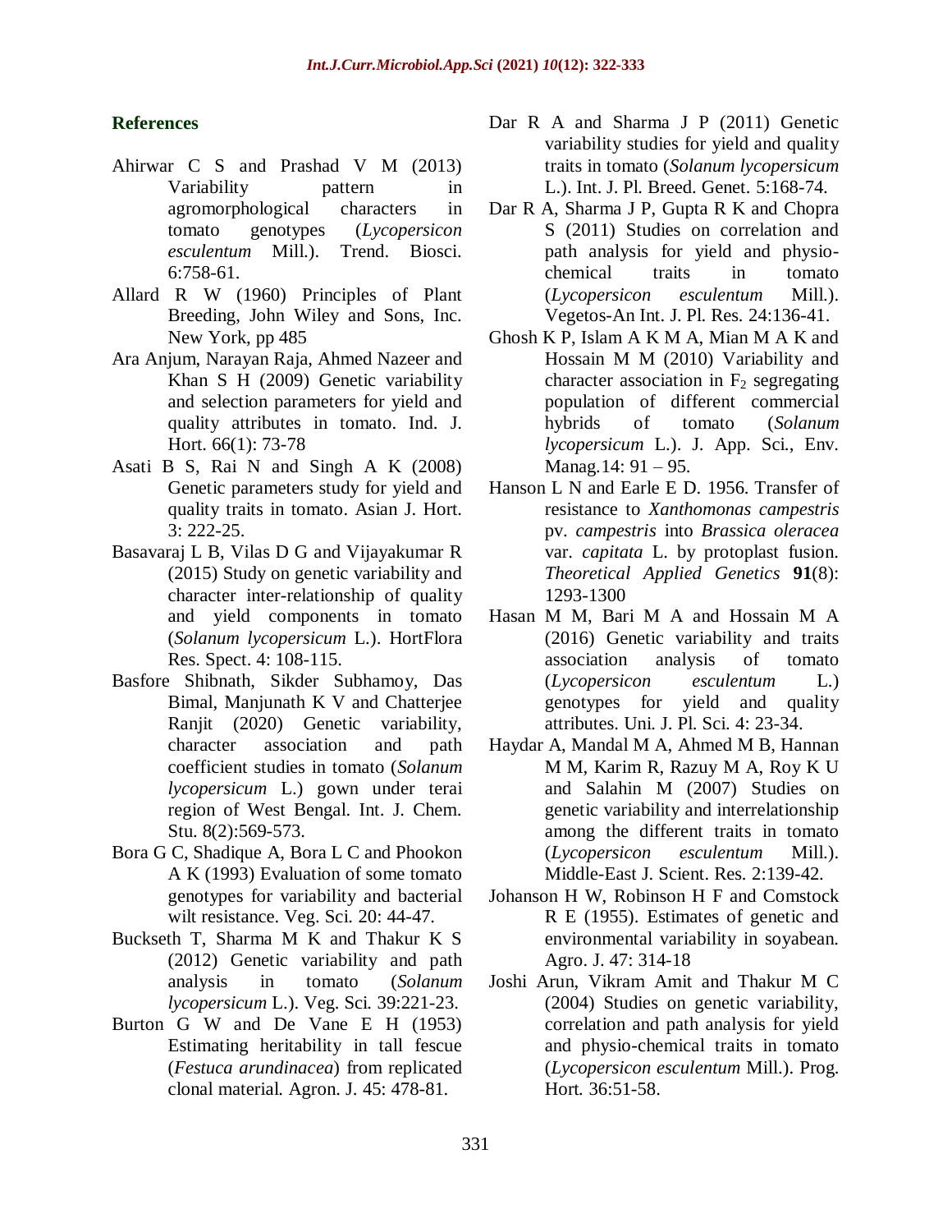## References

Ahirwar C S and Prashad V M (2013) Variability pattern in agromorphological characters in tomato genotypes (*Lycopersicon esculentum* Mill.). Trend. Biosci. 6:758-61.

Allard R W (1960) Principles of Plant Breeding, John Wiley and Sons, Inc. New York, pp 485

Ara Anjum, Narayan Raja, Ahmed Nazeer and Khan S H (2009) Genetic variability and selection parameters for yield and quality attributes in tomato. Ind. J. Hort. 66(1): 73-78

Asati B S, Rai N and Singh A K (2008) Genetic parameters study for yield and quality traits in tomato. Asian J. Hort. 3: 222-25.

Basavaraj L B, Vilas D G and Vijayakumar R (2015) Study on genetic variability and character inter-relationship of quality and yield components in tomato (*Solanum lycopersicum* L.). HortFlora Res. Spect. 4: 108-115.

Basfore Shibnath, Sikder Subhamoy, Das Bimal, Manjunath K V and Chatterjee Ranjit (2020) Genetic variability, character association and path coefficient studies in tomato (*Solanum lycopersicum* L.) gown under terai region of West Bengal. Int. J. Chem. Stu. 8(2):569-573.

Bora G C, Shadique A, Bora L C and Phookon A K (1993) Evaluation of some tomato genotypes for variability and bacterial wilt resistance. Veg. Sci. 20: 44-47.

Buckseth T, Sharma M K and Thakur K S (2012) Genetic variability and path analysis in tomato (*Solanum lycopersicum* L.). Veg. Sci. 39:221-23.

Burton G W and De Vane E H (1953) Estimating heritability in tall fescue (*Festuca arundinacea*) from replicated clonal material. Agron. J. 45: 478-81.

Dar R A and Sharma J P (2011) Genetic variability studies for yield and quality traits in tomato (*Solanum lycopersicum* L.). Int. J. Pl. Breed. Genet. 5:168-74.

Dar R A, Sharma J P, Gupta R K and Chopra S (2011) Studies on correlation and path analysis for yield and physio-chemical traits in tomato (*Lycopersicon esculentum* Mill.). Vegetos-An Int. J. Pl. Res. 24:136-41.

Ghosh K P, Islam A K M A, Mian M A K and Hossain M M (2010) Variability and character association in $F_2$ segregating population of different commercial hybrids of tomato (*Solanum lycopersicum* L.). J. App. Sci., Env. Manag.14: 91 – 95.

Hanson L N and Earle E D. 1956. Transfer of resistance to *Xanthomonas campestris* pv. *campestris* into *Brassica oleracea* var. *capitata* L. by protoplast fusion. *Theoretical Applied Genetics* **91**(8): 1293-1300

Hasan M M, Bari M A and Hossain M A (2016) Genetic variability and traits association analysis of tomato (*Lycopersicon esculentum* L.) genotypes for yield and quality attributes. Uni. J. Pl. Sci. 4: 23-34.

Haydar A, Mandal M A, Ahmed M B, Hannan M M, Karim R, Razuy M A, Roy K U and Salahin M (2007) Studies on genetic variability and interrelationship among the different traits in tomato (*Lycopersicon esculentum* Mill.). Middle-East J. Scient. Res. 2:139-42.

Johanson H W, Robinson H F and Comstock R E (1955). Estimates of genetic and environmental variability in soyabean. Agro. J. 47: 314-18

Joshi Arun, Vikram Amit and Thakur M C (2004) Studies on genetic variability, correlation and path analysis for yield and physio-chemical traits in tomato (*Lycopersicon esculentum* Mill.). Prog. Hort. 36:51-58.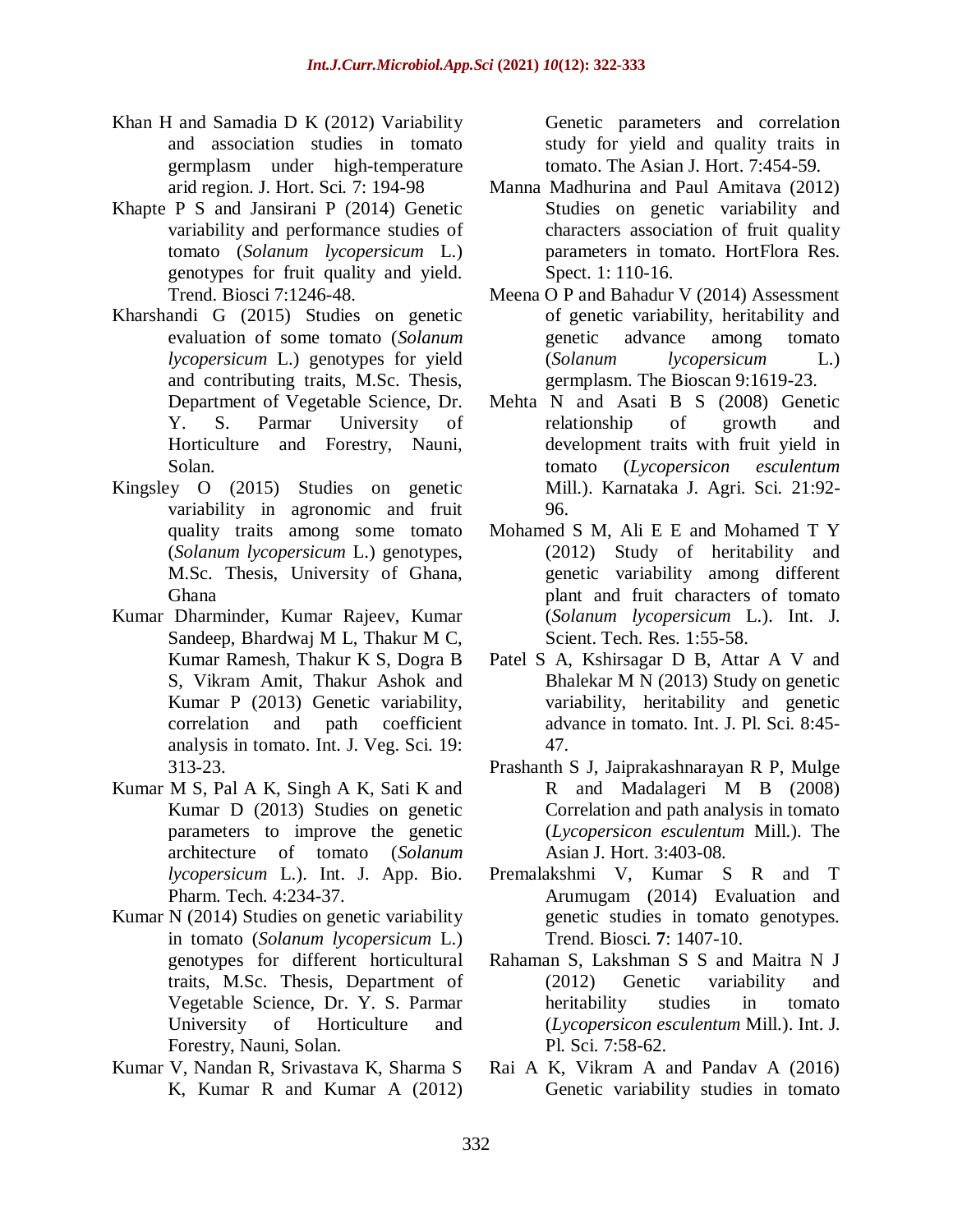Khan H and Samadia D K (2012) Variability and association studies in tomato germplasm under high-temperature arid region. J. Hort. Sci. 7: 194-98

Khapte P S and Jansirani P (2014) Genetic variability and performance studies of tomato (*Solanum lycopersicum* L.) genotypes for fruit quality and yield. Trend. Biosci 7:1246-48.

Kharshandi G (2015) Studies on genetic evaluation of some tomato (*Solanum lycopersicum* L.) genotypes for yield and contributing traits, M.Sc. Thesis, Department of Vegetable Science, Dr. Y. S. Parmar University of Horticulture and Forestry, Nauni, Solan.

Kingsley O (2015) Studies on genetic variability in agronomic and fruit quality traits among some tomato (*Solanum lycopersicum* L.) genotypes, M.Sc. Thesis, University of Ghana, Ghana

Kumar Dharminder, Kumar Rajeev, Kumar Sandeep, Bhardwaj M L, Thakur M C, Kumar Ramesh, Thakur K S, Dogra B S, Vikram Amit, Thakur Ashok and Kumar P (2013) Genetic variability, correlation and path coefficient analysis in tomato. Int. J. Veg. Sci. 19: 313-23.

Kumar M S, Pal A K, Singh A K, Sati K and Kumar D (2013) Studies on genetic parameters to improve the genetic architecture of tomato (*Solanum lycopersicum* L.). Int. J. App. Bio. Pharm. Tech. 4:234-37.

Kumar N (2014) Studies on genetic variability in tomato (*Solanum lycopersicum* L.) genotypes for different horticultural traits, M.Sc. Thesis, Department of Vegetable Science, Dr. Y. S. Parmar University of Horticulture and Forestry, Nauni, Solan.

Kumar V, Nandan R, Srivastava K, Sharma S K, Kumar R and Kumar A (2012) Genetic parameters and correlation study for yield and quality traits in tomato. The Asian J. Hort. 7:454-59.

Manna Madhurina and Paul Amitava (2012) Studies on genetic variability and characters association of fruit quality parameters in tomato. HortFlora Res. Spect. 1: 110-16.

Meena O P and Bahadur V (2014) Assessment of genetic variability, heritability and genetic advance among tomato (*Solanum lycopersicum* L.) germplasm. The Bioscan 9:1619-23.

Mehta N and Asati B S (2008) Genetic relationship of growth and development traits with fruit yield in tomato (*Lycopersicon esculentum* Mill.). Karnataka J. Agri. Sci. 21:92-96.

Mohamed S M, Ali E E and Mohamed T Y (2012) Study of heritability and genetic variability among different plant and fruit characters of tomato (*Solanum lycopersicum* L.). Int. J. Scient. Tech. Res. 1:55-58.

Patel S A, Kshirsagar D B, Attar A V and Bhalekar M N (2013) Study on genetic variability, heritability and genetic advance in tomato. Int. J. Pl. Sci. 8:45-47.

Prashanth S J, Jaiprakashnarayan R P, Mulge R and Madalageri M B (2008) Correlation and path analysis in tomato (*Lycopersicon esculentum* Mill.). The Asian J. Hort. 3:403-08.

Premalakshmi V, Kumar S R and T Arumugam (2014) Evaluation and genetic studies in tomato genotypes. Trend. Biosci. **7**: 1407-10.

Rahaman S, Lakshman S S and Maitra N J (2012) Genetic variability and heritability studies in tomato (*Lycopersicon esculentum* Mill.). Int. J. Pl. Sci. 7:58-62.

Rai A K, Vikram A and Pandav A (2016) Genetic variability studies in tomato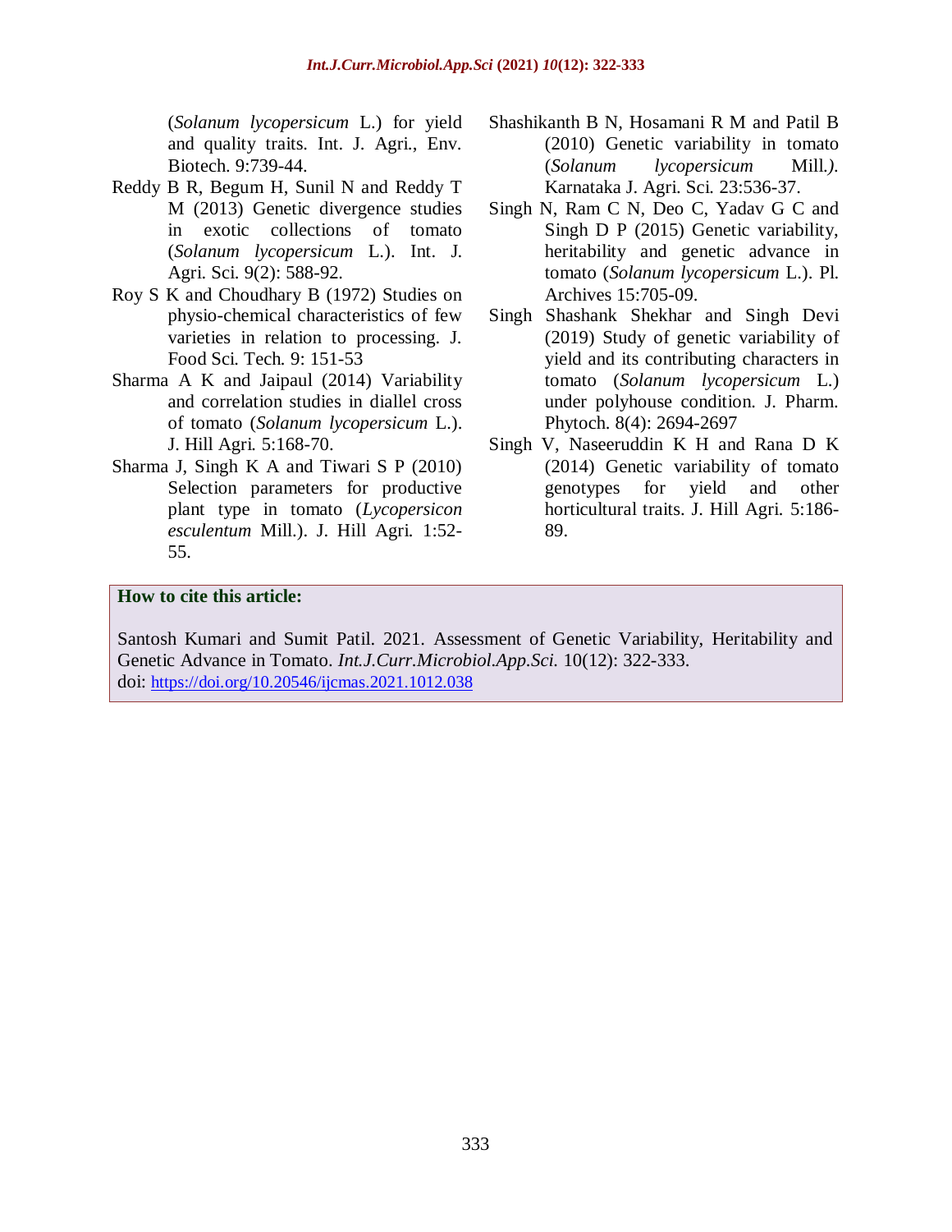(*Solanum lycopersicum* L.) for yield and quality traits. Int. J. Agri., Env. Biotech. 9:739-44.

Reddy B R, Begum H, Sunil N and Reddy T M (2013) Genetic divergence studies in exotic collections of tomato (*Solanum lycopersicum* L.). Int. J. Agri. Sci. 9(2): 588-92.

Roy S K and Choudhary B (1972) Studies on physio-chemical characteristics of few varieties in relation to processing. J. Food Sci. Tech. 9: 151-53

Sharma A K and Jaipaul (2014) Variability and correlation studies in diallel cross of tomato (*Solanum lycopersicum* L.). J. Hill Agri. 5:168-70.

Sharma J, Singh K A and Tiwari S P (2010) Selection parameters for productive plant type in tomato (*Lycopersicon esculentum* Mill.). J. Hill Agri. 1:52-55.

Shashikanth B N, Hosamani R M and Patil B (2010) Genetic variability in tomato (*Solanum lycopersicum* Mill.*).* Karnataka J. Agri. Sci. 23:536-37.

Singh N, Ram C N, Deo C, Yadav G C and Singh D P (2015) Genetic variability, heritability and genetic advance in tomato (*Solanum lycopersicum* L.). Pl. Archives 15:705-09.

Singh Shashank Shekhar and Singh Devi (2019) Study of genetic variability of yield and its contributing characters in tomato (*Solanum lycopersicum* L.) under polyhouse condition. J. Pharm. Phytoch. 8(4): 2694-2697

Singh V, Naseeruddin K H and Rana D K (2014) Genetic variability of tomato genotypes for yield and other horticultural traits. J. Hill Agri. 5:186-89.

**How to cite this article:**

Santosh Kumari and Sumit Patil. 2021. Assessment of Genetic Variability, Heritability and Genetic Advance in Tomato. *Int.J.Curr.Microbiol.App.Sci.* 10(12): 322-333.
doi: https://doi.org/10.20546/ijcmas.2021.1012.038